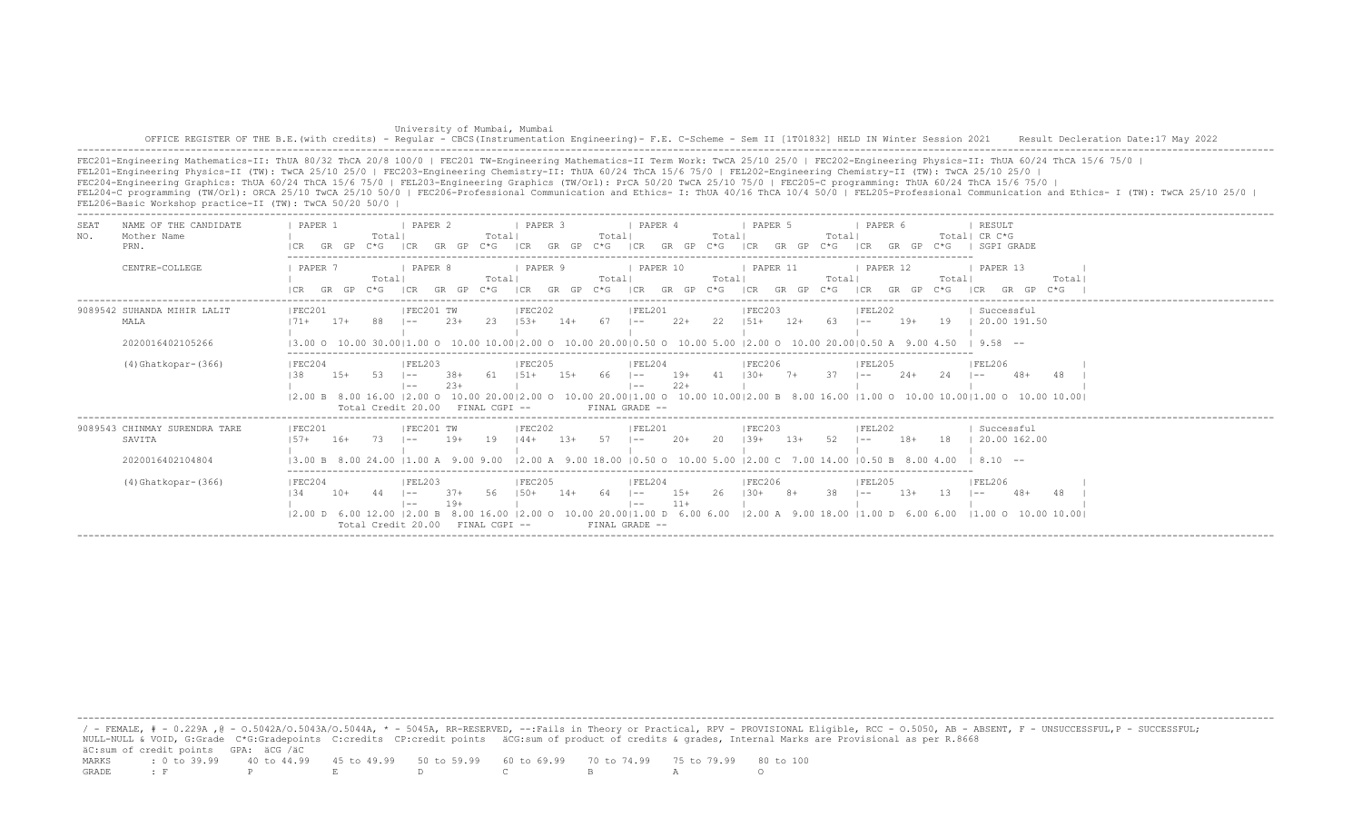University of Mumbai, Mumbai

OFFICE REGISTER OF THE B.E.(with credits) - Regular - CBCS(Instrumentation Engineering)- F.E. C-Scheme - Sem II [1T01832] HELD IN Winter Session 2021     Result Decleration Date:17 May 2022

FEC201-Engineering Mathematics-II: ThUA 80/32 ThCA 20/8 100/0 | FEC201 TW-Engineering Mathematics-II Term Work: TwCA 25/10 25/0 | FEC202-Engineering Physics-II: ThUA 60/24 ThCA 15/6 75/0 |
FEL201-Engineering Physics-II (TW): TwCA 25/10 25/0 | FEC203-Engineering Chemistry-II: ThUA 60/24 ThCA 15/6 75/0 | FEL202-Engineering Chemistry-II (TW): TwCA 25/10 25/0 |
FEC204-Engineering Graphics: ThUA 60/24 ThCA 15/6 75/0 | FEL203-Engineering Graphics (TW/Orl): PrCA 50/20 TwCA 25/10 75/0 | FEC205-C programming: ThUA 60/24 ThCA 15/6 75/0 |
FEL204-C programming (TW/Orl): ORCA 25/10 TwCA 25/10 50/0 | FEC206-Professional Communication and Ethics- I: ThUA 40/16 ThCA 10/4 50/0 | FEL205-Professional Communication and Ethics- I (TW): TwCA 25/10 25/0 |
FEL206-Basic Workshop practice-II (TW): TwCA 50/20 50/0 |

| SEAT NO. | NAME OF THE CANDIDATE / Mother Name / PRN. / CENTRE-COLLEGE | PAPER 1 / PAPER 7 | PAPER 2 / PAPER 8 | PAPER 3 / PAPER 9 | PAPER 4 / PAPER 10 | PAPER 5 / PAPER 11 | PAPER 6 / PAPER 12 | RESULT (CR C*G, SGPI GRADE) / PAPER 13 |
|---|---|---|---|---|---|---|---|---|
| | | CR GR GP C*G Total | CR GR GP C*G Total | CR GR GP C*G Total | CR GR GP C*G Total | CR GR GP C*G Total | CR GR GP C*G Total | CR GR GP C*G Total |
| 9089542 | SUHANDA MIHIR LALIT | FEC201 | FEC201 TW | FEC202 | FEL201 | FEC203 | FEL202 | Successful |
| | MALA | 71+ 17+ 88 | -- 23+ 23 | 53+ 14+ 67 | -- 22+ 22 | 51+ 12+ 63 | -- 19+ 19 | 20.00 191.50 |
| | 2020016402105266 | 3.00 O 10.00 30.00 | 1.00 O 10.00 10.00 | 2.00 O 10.00 20.00 | 0.50 O 10.00 5.00 | 2.00 O 10.00 20.00 | 0.50 A 9.00 4.50 | 9.58 -- |
| | (4)Ghatkopar-(366) | FEC204 | FEL203 | FEC205 | FEL204 | FEC206 | FEL205 | FEL206 |
| | | 38 15+ 53 | -- 38+ 61 / -- 23+ | 51+ 15+ 66 | -- 19+ 41 / -- 22+ | 30+ 7+ 37 | -- 24+ 24 | -- 48+ 48 |
| | | 2.00 B 8.00 16.00 | 2.00 O 10.00 20.00 | 2.00 O 10.00 20.00 | 1.00 O 10.00 10.00 | 2.00 B 8.00 16.00 | 1.00 O 10.00 10.00 | 1.00 O 10.00 10.00 |
| | | Total Credit 20.00 | FINAL CGPI -- | | FINAL GRADE -- | | | |
| 9089543 | CHINMAY SURENDRA TARE | FEC201 | FEC201 TW | FEC202 | FEL201 | FEC203 | FEL202 | Successful |
| | SAVITA | 57+ 16+ 73 | -- 19+ 19 | 44+ 13+ 57 | -- 20+ 20 | 39+ 13+ 52 | -- 18+ 18 | 20.00 162.00 |
| | 2020016402104804 | 3.00 B 8.00 24.00 | 1.00 A 9.00 9.00 | 2.00 A 9.00 18.00 | 0.50 O 10.00 5.00 | 2.00 C 7.00 14.00 | 0.50 B 8.00 4.00 | 8.10 -- |
| | (4)Ghatkopar-(366) | FEC204 | FEL203 | FEC205 | FEL204 | FEC206 | FEL205 | FEL206 |
| | | 34 10+ 44 | -- 37+ 56 / -- 19+ | 50+ 14+ 64 | -- 15+ 26 / -- 11+ | 30+ 8+ 38 | -- 13+ 13 | -- 48+ 48 |
| | | 2.00 D 6.00 12.00 | 2.00 B 8.00 16.00 | 2.00 O 10.00 20.00 | 1.00 D 6.00 6.00 | 2.00 A 9.00 18.00 | 1.00 D 6.00 6.00 | 1.00 O 10.00 10.00 |
| | | Total Credit 20.00 | FINAL CGPI -- | | FINAL GRADE -- | | | |

/ - FEMALE, # - 0.229A ,@ - O.5042A/O.5043A/O.5044A, * - 5045A, RR-RESERVED, --:Fails in Theory or Practical, RPV - PROVISIONAL Eligible, RCC - O.5050, AB - ABSENT, F - UNSUCCESSFUL,P - SUCCESSFUL;
NULL-NULL & VOID, G:Grade C*G:Gradepoints C:credits CP:credit points äCG:sum of product of credits & grades, Internal Marks are Provisional as per R.8668
äC:sum of credit points GPA: äCG /äC

| MARKS | : 0 to 39.99 | 40 to 44.99 | 45 to 49.99 | 50 to 59.99 | 60 to 69.99 | 70 to 74.99 | 75 to 79.99 | 80 to 100 |
|---|---|---|---|---|---|---|---|---|
| GRADE | : F | P | E | D | C | B | A | O |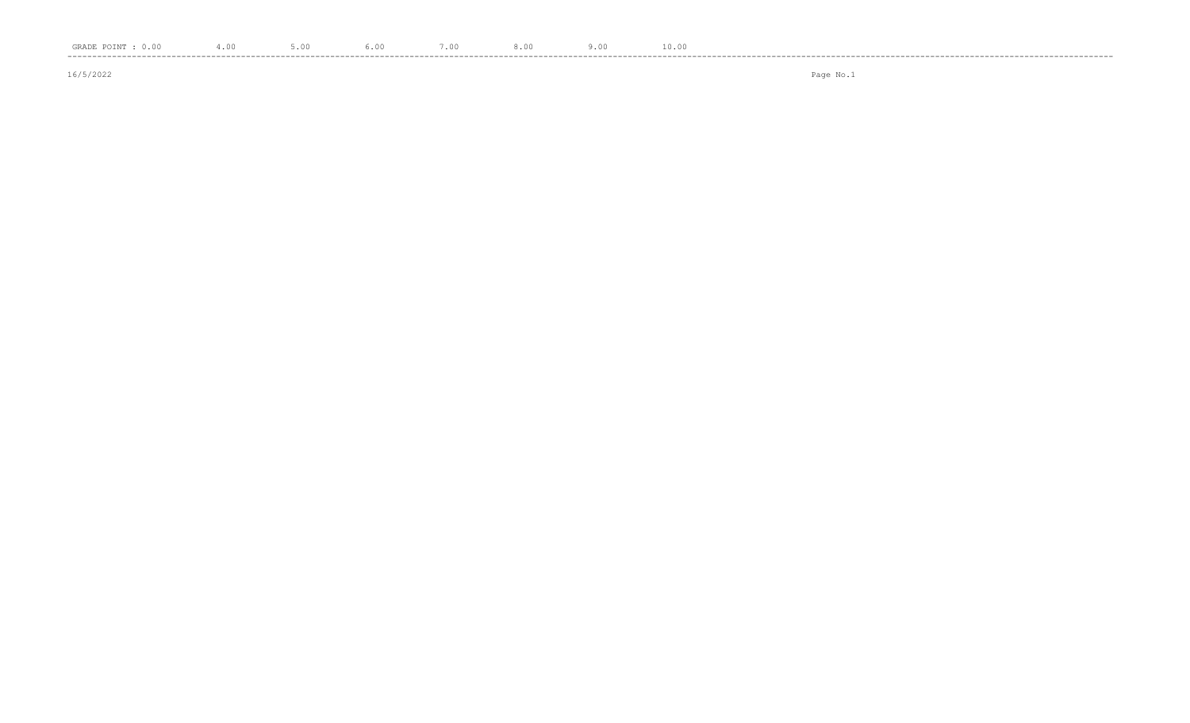GRADE POINT : 0.00 4.00 5.00 6.00 7.00 8.00 9.00 10.00

---

16/5/2022